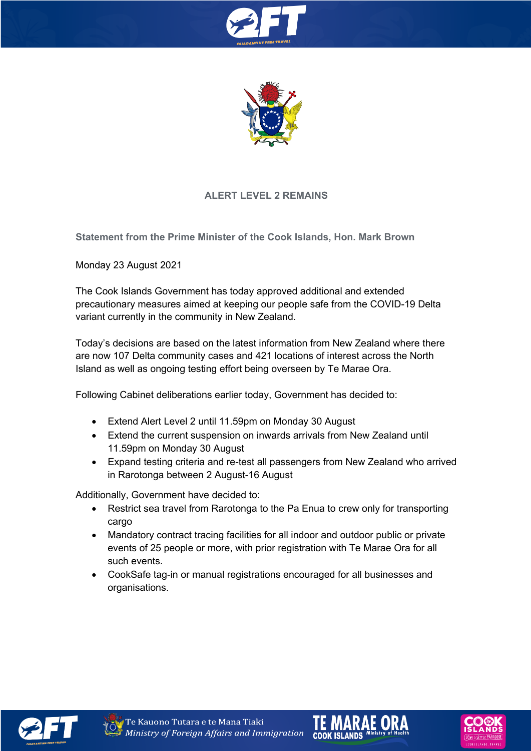# ALERT LEVEL 2 REMAINS

**Statement from the Prime Minister of the Cook Islands, Hon. Mark Brown**

Monday 23 August 2021

The Cook Islands Government has today approved additional and extended precautionary measures aimed at keeping our people safe from the COVID-19 Delta variant currently in the community in New Zealand.

Today's decisions are based on the latest information from New Zealand where there are now 107 Delta community cases and 421 locations of interest across the North Island as well as ongoing testing effort being overseen by Te Marae Ora.

Following Cabinet deliberations earlier today, Government has decided to:

- Extend Alert Level 2 until 11.59pm on Monday 30 August
- Extend the current suspension on inwards arrivals from New Zealand until 11.59pm on Monday 30 August
- Expand testing criteria and re-test all passengers from New Zealand who arrived in Rarotonga between 2 August-16 August

Additionally, Government have decided to:

- Restrict sea travel from Rarotonga to the Pa Enua to crew only for transporting cargo
- Mandatory contract tracing facilities for all indoor and outdoor public or private events of 25 people or more, with prior registration with Te Marae Ora for all such events.
- CookSafe tag-in or manual registrations encouraged for all businesses and organisations.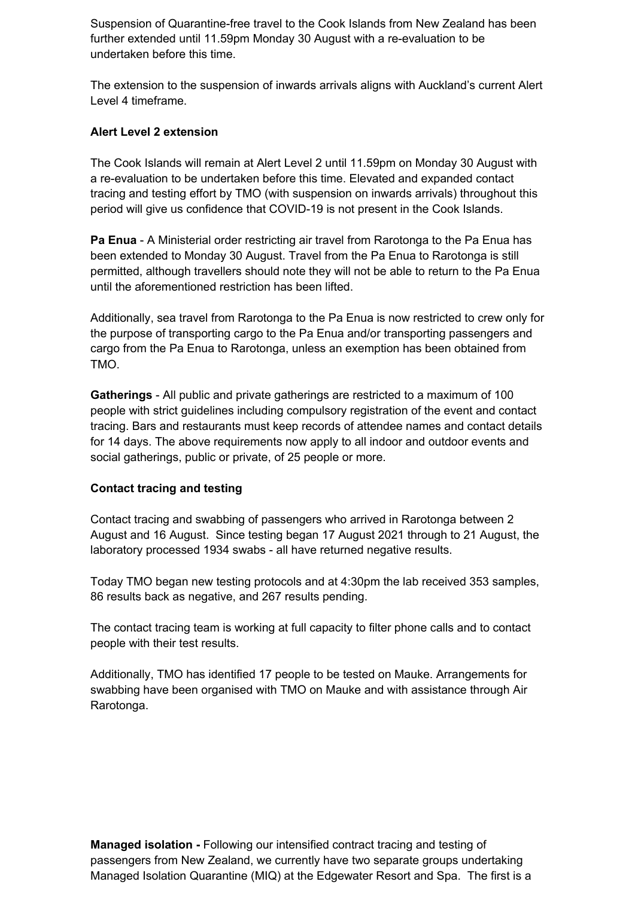Suspension of Quarantine-free travel to the Cook Islands from New Zealand has been further extended until 11.59pm Monday 30 August with a re-evaluation to be undertaken before this time.

The extension to the suspension of inwards arrivals aligns with Auckland's current Alert Level 4 timeframe.

**Alert Level 2 extension**

The Cook Islands will remain at Alert Level 2 until 11.59pm on Monday 30 August with a re-evaluation to be undertaken before this time. Elevated and expanded contact tracing and testing effort by TMO (with suspension on inwards arrivals) throughout this period will give us confidence that COVID-19 is not present in the Cook Islands.

**Pa Enua** - A Ministerial order restricting air travel from Rarotonga to the Pa Enua has been extended to Monday 30 August. Travel from the Pa Enua to Rarotonga is still permitted, although travellers should note they will not be able to return to the Pa Enua until the aforementioned restriction has been lifted.

Additionally, sea travel from Rarotonga to the Pa Enua is now restricted to crew only for the purpose of transporting cargo to the Pa Enua and/or transporting passengers and cargo from the Pa Enua to Rarotonga, unless an exemption has been obtained from TMO.

**Gatherings** - All public and private gatherings are restricted to a maximum of 100 people with strict guidelines including compulsory registration of the event and contact tracing. Bars and restaurants must keep records of attendee names and contact details for 14 days. The above requirements now apply to all indoor and outdoor events and social gatherings, public or private, of 25 people or more.

**Contact tracing and testing**

Contact tracing and swabbing of passengers who arrived in Rarotonga between 2 August and 16 August. Since testing began 17 August 2021 through to 21 August, the laboratory processed 1934 swabs - all have returned negative results.

Today TMO began new testing protocols and at 4:30pm the lab received 353 samples, 86 results back as negative, and 267 results pending.

The contact tracing team is working at full capacity to filter phone calls and to contact people with their test results.

Additionally, TMO has identified 17 people to be tested on Mauke. Arrangements for swabbing have been organised with TMO on Mauke and with assistance through Air Rarotonga.

**Managed isolation -** Following our intensified contract tracing and testing of passengers from New Zealand, we currently have two separate groups undertaking Managed Isolation Quarantine (MIQ) at the Edgewater Resort and Spa. The first is a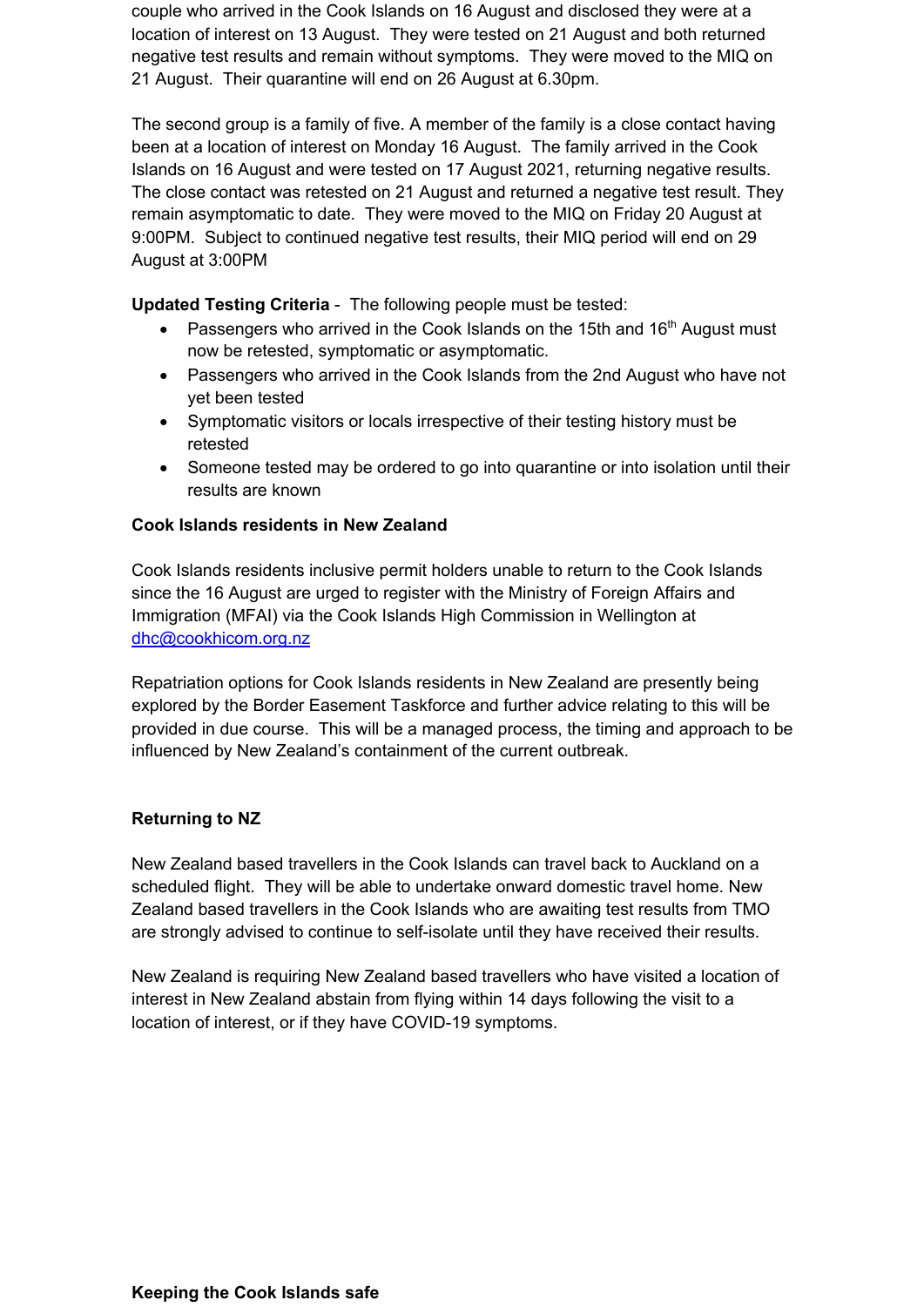couple who arrived in the Cook Islands on 16 August and disclosed they were at a location of interest on 13 August. They were tested on 21 August and both returned negative test results and remain without symptoms. They were moved to the MIQ on 21 August. Their quarantine will end on 26 August at 6.30pm.

The second group is a family of five. A member of the family is a close contact having been at a location of interest on Monday 16 August. The family arrived in the Cook Islands on 16 August and were tested on 17 August 2021, returning negative results. The close contact was retested on 21 August and returned a negative test result. They remain asymptomatic to date. They were moved to the MIQ on Friday 20 August at 9:00PM. Subject to continued negative test results, their MIQ period will end on 29 August at 3:00PM

**Updated Testing Criteria** - The following people must be tested:

- Passengers who arrived in the Cook Islands on the 15th and 16th August must now be retested, symptomatic or asymptomatic.
- Passengers who arrived in the Cook Islands from the 2nd August who have not yet been tested
- Symptomatic visitors or locals irrespective of their testing history must be retested
- Someone tested may be ordered to go into quarantine or into isolation until their results are known

**Cook Islands residents in New Zealand**

Cook Islands residents inclusive permit holders unable to return to the Cook Islands since the 16 August are urged to register with the Ministry of Foreign Affairs and Immigration (MFAI) via the Cook Islands High Commission in Wellington at dhc@cookhicom.org.nz

Repatriation options for Cook Islands residents in New Zealand are presently being explored by the Border Easement Taskforce and further advice relating to this will be provided in due course. This will be a managed process, the timing and approach to be influenced by New Zealand's containment of the current outbreak.

**Returning to NZ**

New Zealand based travellers in the Cook Islands can travel back to Auckland on a scheduled flight. They will be able to undertake onward domestic travel home. New Zealand based travellers in the Cook Islands who are awaiting test results from TMO are strongly advised to continue to self-isolate until they have received their results.

New Zealand is requiring New Zealand based travellers who have visited a location of interest in New Zealand abstain from flying within 14 days following the visit to a location of interest, or if they have COVID-19 symptoms.

**Keeping the Cook Islands safe**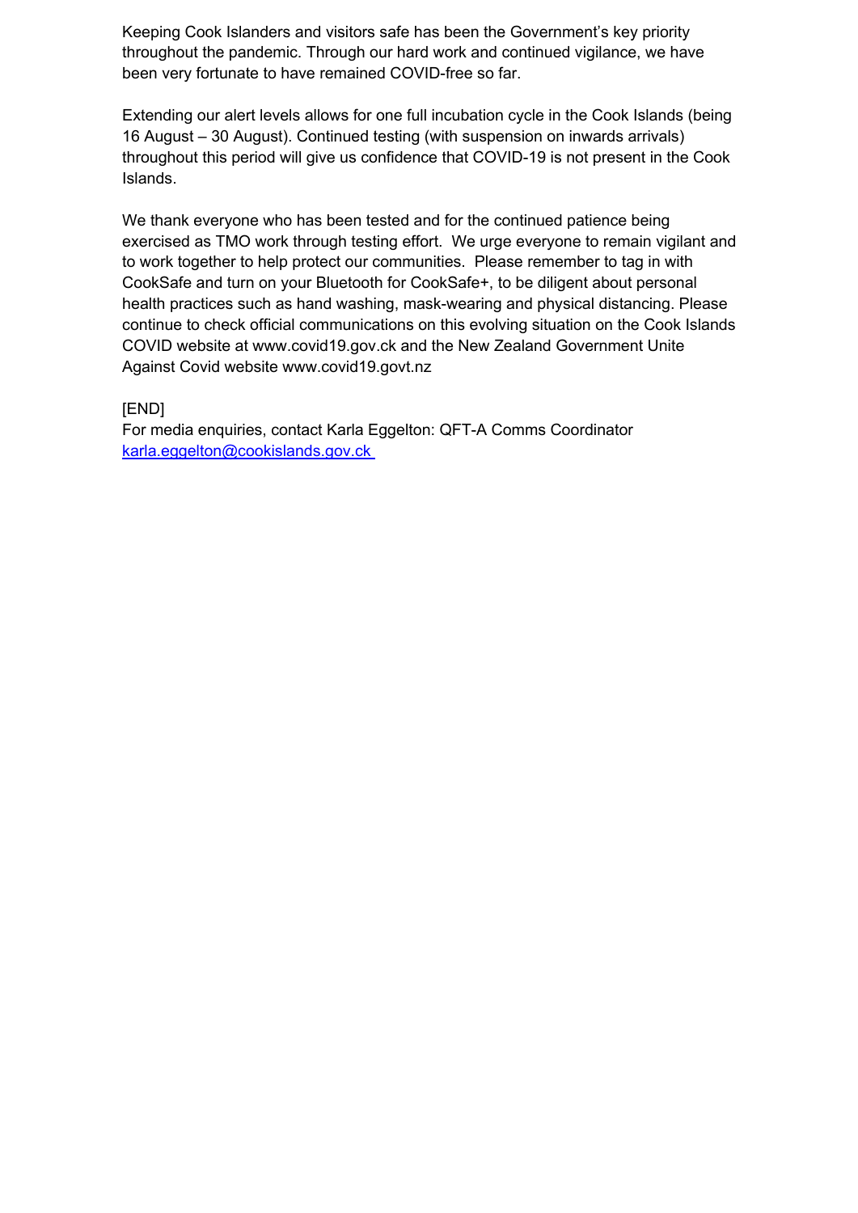Keeping Cook Islanders and visitors safe has been the Government's key priority throughout the pandemic. Through our hard work and continued vigilance, we have been very fortunate to have remained COVID-free so far.

Extending our alert levels allows for one full incubation cycle in the Cook Islands (being 16 August – 30 August). Continued testing (with suspension on inwards arrivals) throughout this period will give us confidence that COVID-19 is not present in the Cook Islands.

We thank everyone who has been tested and for the continued patience being exercised as TMO work through testing effort. We urge everyone to remain vigilant and to work together to help protect our communities. Please remember to tag in with CookSafe and turn on your Bluetooth for CookSafe+, to be diligent about personal health practices such as hand washing, mask-wearing and physical distancing. Please continue to check official communications on this evolving situation on the Cook Islands COVID website at www.covid19.gov.ck and the New Zealand Government Unite Against Covid website www.covid19.govt.nz

[END]

For media enquiries, contact Karla Eggelton: QFT-A Comms Coordinator
karla.eggelton@cookislands.gov.ck